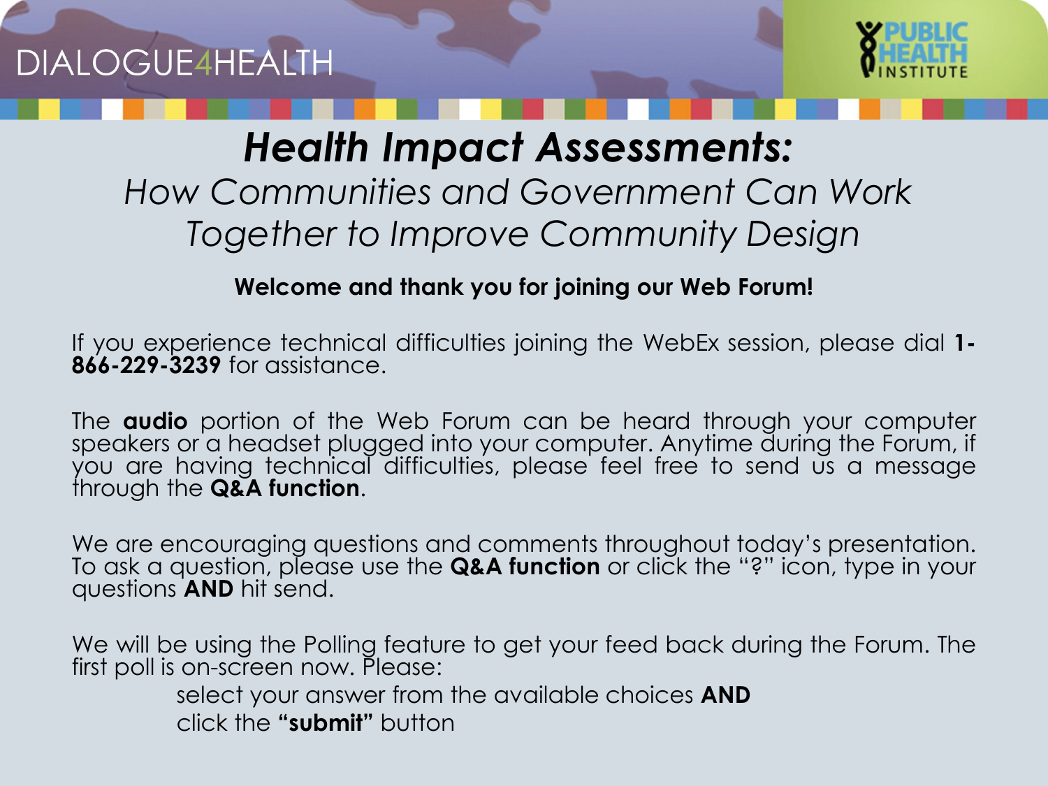DIALOGUE4HEALTH

PUBLIC HEALTH INSTITUTE

# *Health Impact Assessments:*

*How Communities and Government Can Work Together to Improve Community Design*

**Welcome and thank you for joining our Web Forum!**

If you experience technical difficulties joining the WebEx session, please dial **1-866-229-3239** for assistance.

The **audio** portion of the Web Forum can be heard through your computer speakers or a headset plugged into your computer. Anytime during the Forum, if you are having technical difficulties, please feel free to send us a message through the **Q&A function**.

We are encouraging questions and comments throughout today's presentation. To ask a question, please use the **Q&A function** or click the "?" icon, type in your questions **AND** hit send.

We will be using the Polling feature to get your feed back during the Forum. The first poll is on-screen now. Please:

select your answer from the available choices **AND**
click the **"submit"** button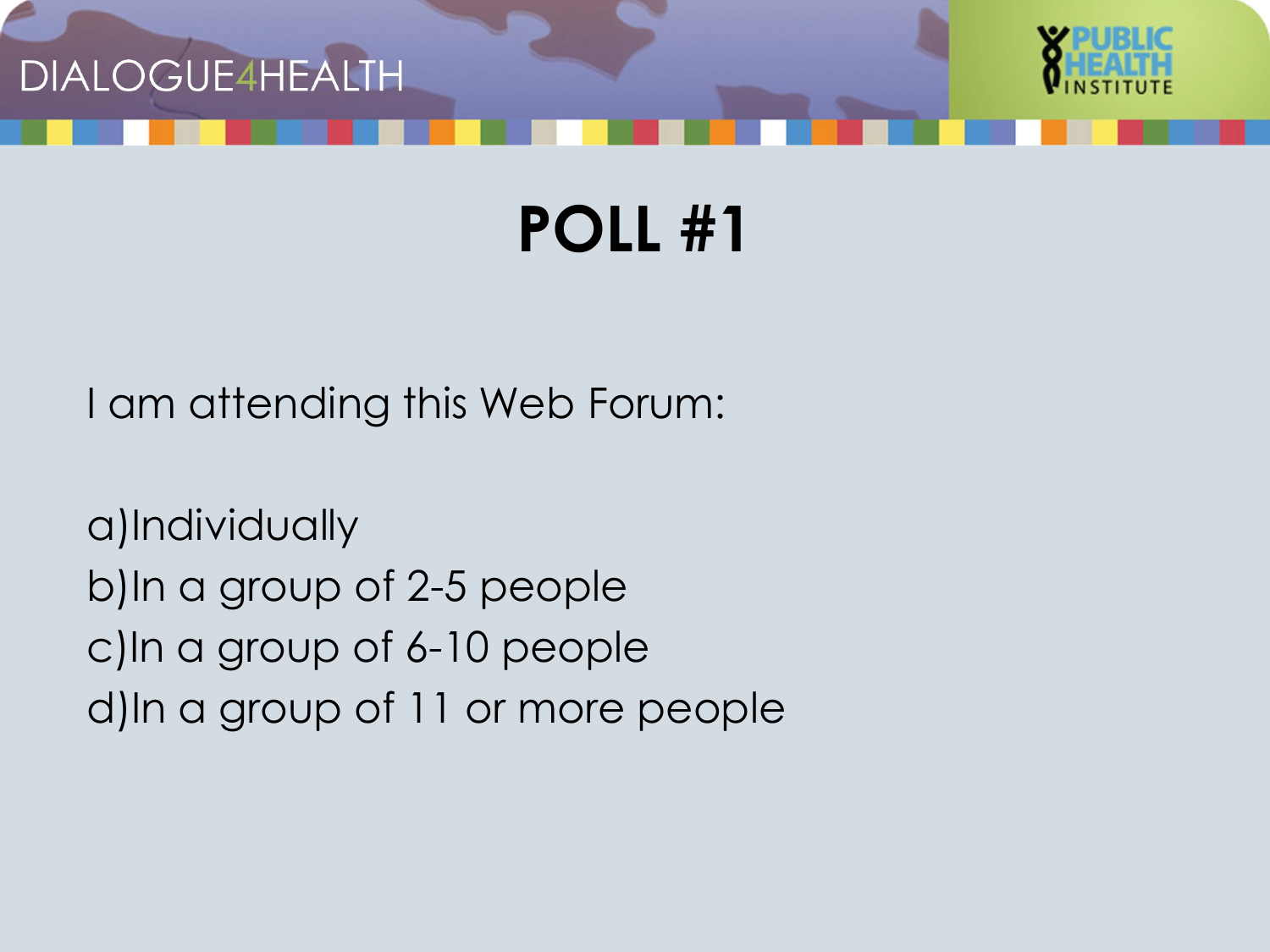# POLL #1

I am attending this Web Forum:

a) Individually
b) In a group of 2-5 people
c) In a group of 6-10 people
d) In a group of 11 or more people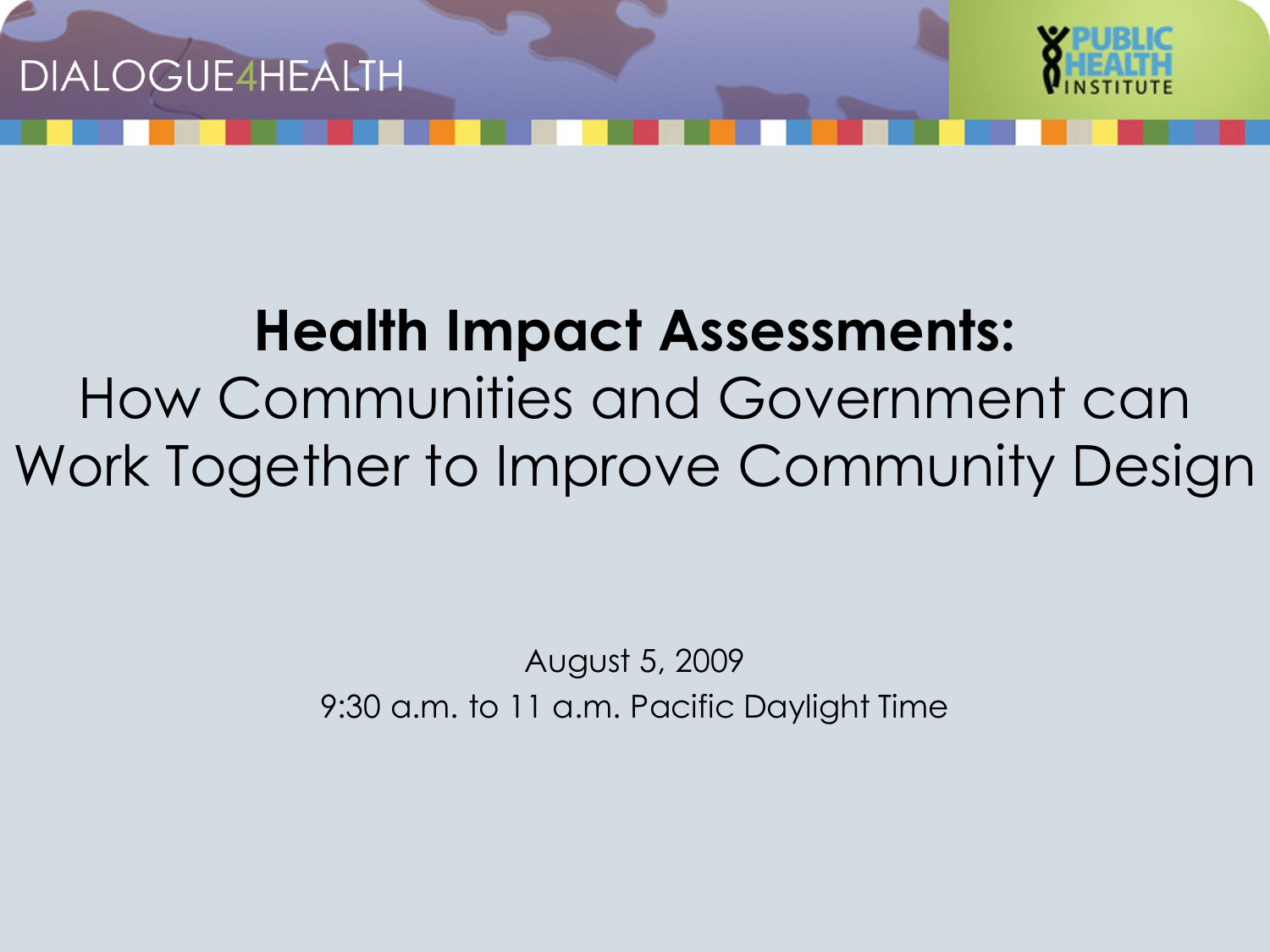DIALOGUE4HEALTH

PUBLIC HEALTH INSTITUTE

# Health Impact Assessments:

How Communities and Government can Work Together to Improve Community Design

August 5, 2009

9:30 a.m. to 11 a.m. Pacific Daylight Time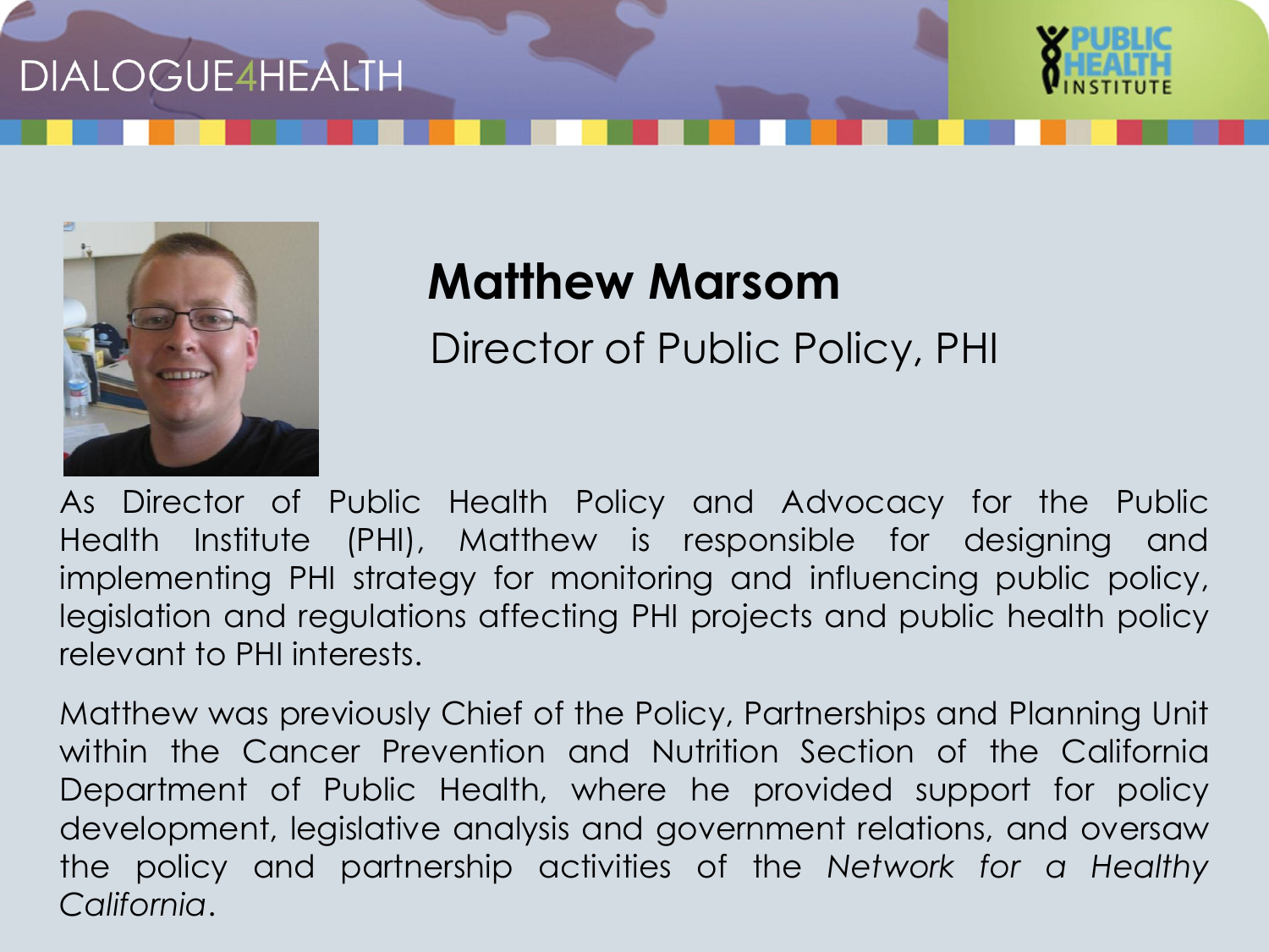## Matthew Marsom

Director of Public Policy, PHI

As Director of Public Health Policy and Advocacy for the Public Health Institute (PHI), Matthew is responsible for designing and implementing PHI strategy for monitoring and influencing public policy, legislation and regulations affecting PHI projects and public health policy relevant to PHI interests.

Matthew was previously Chief of the Policy, Partnerships and Planning Unit within the Cancer Prevention and Nutrition Section of the California Department of Public Health, where he provided support for policy development, legislative analysis and government relations, and oversaw the policy and partnership activities of the *Network for a Healthy California*.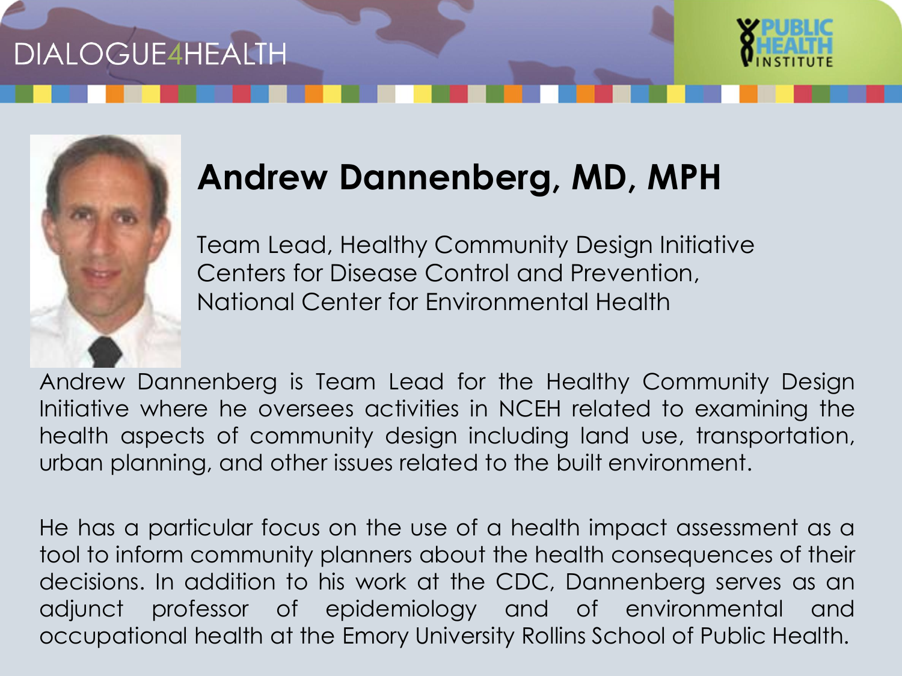# Andrew Dannenberg, MD, MPH

Team Lead, Healthy Community Design Initiative
Centers for Disease Control and Prevention,
National Center for Environmental Health

Andrew Dannenberg is Team Lead for the Healthy Community Design Initiative where he oversees activities in NCEH related to examining the health aspects of community design including land use, transportation, urban planning, and other issues related to the built environment.

He has a particular focus on the use of a health impact assessment as a tool to inform community planners about the health consequences of their decisions. In addition to his work at the CDC, Dannenberg serves as an adjunct professor of epidemiology and of environmental and occupational health at the Emory University Rollins School of Public Health.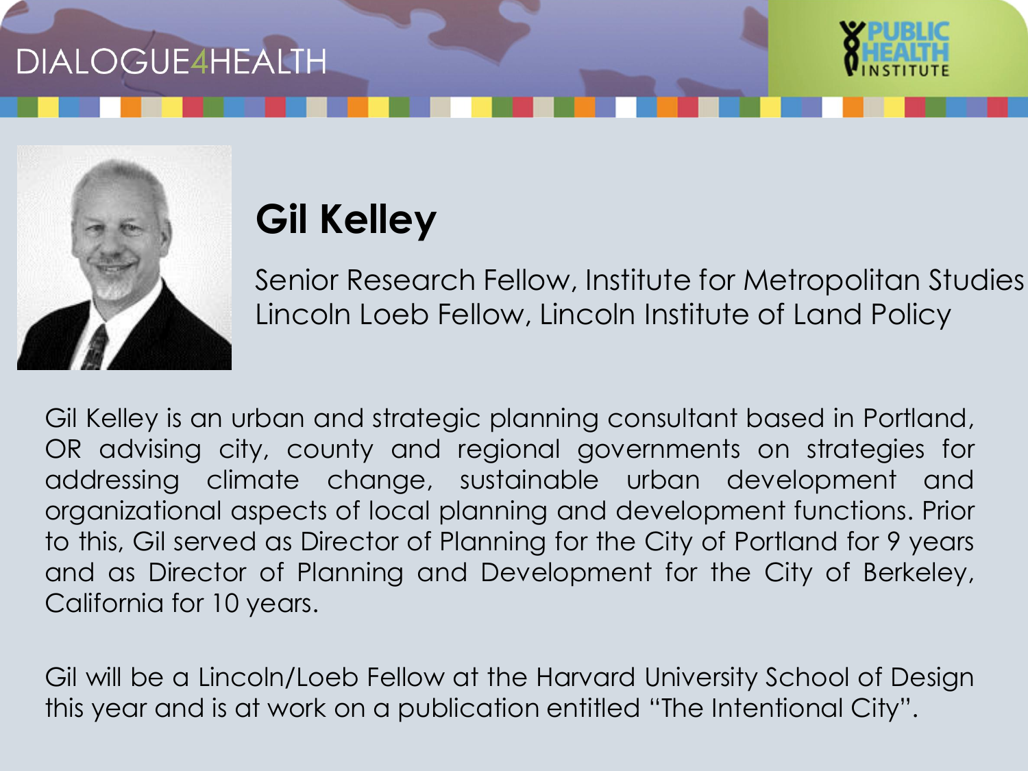# Gil Kelley

Senior Research Fellow, Institute for Metropolitan Studies
Lincoln Loeb Fellow, Lincoln Institute of Land Policy

Gil Kelley is an urban and strategic planning consultant based in Portland, OR advising city, county and regional governments on strategies for addressing climate change, sustainable urban development and organizational aspects of local planning and development functions. Prior to this, Gil served as Director of Planning for the City of Portland for 9 years and as Director of Planning and Development for the City of Berkeley, California for 10 years.

Gil will be a Lincoln/Loeb Fellow at the Harvard University School of Design this year and is at work on a publication entitled "The Intentional City".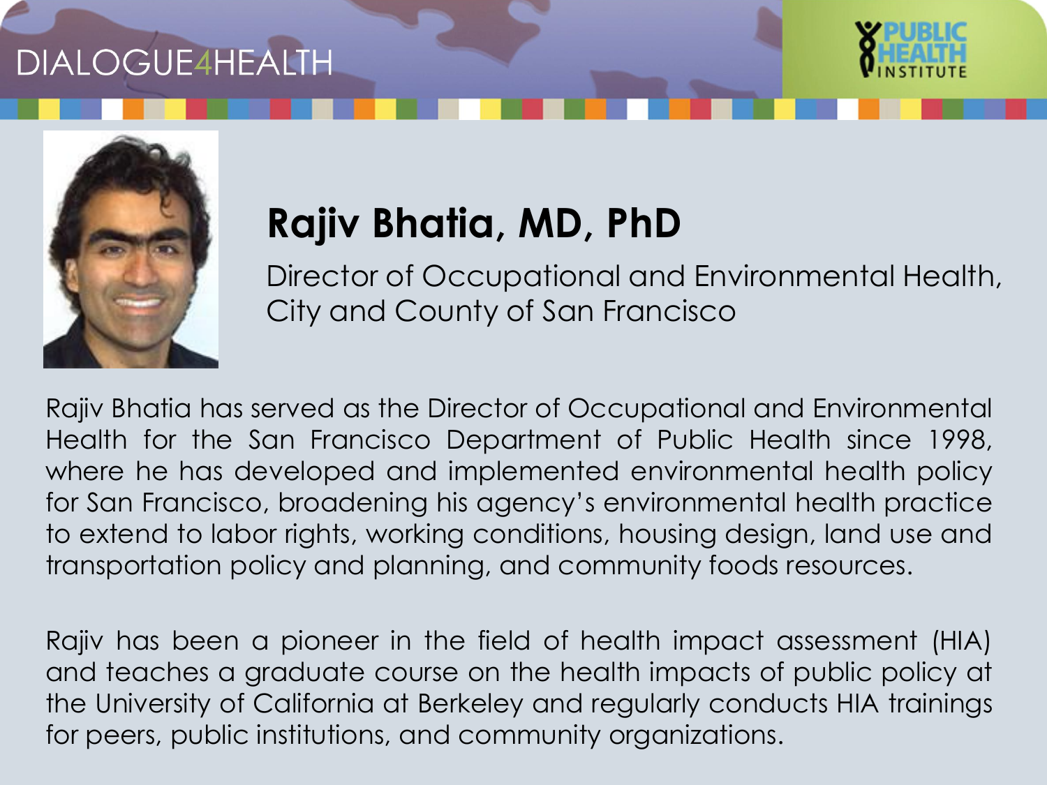# Rajiv Bhatia, MD, PhD

Director of Occupational and Environmental Health, City and County of San Francisco

Rajiv Bhatia has served as the Director of Occupational and Environmental Health for the San Francisco Department of Public Health since 1998, where he has developed and implemented environmental health policy for San Francisco, broadening his agency's environmental health practice to extend to labor rights, working conditions, housing design, land use and transportation policy and planning, and community foods resources.

Rajiv has been a pioneer in the field of health impact assessment (HIA) and teaches a graduate course on the health impacts of public policy at the University of California at Berkeley and regularly conducts HIA trainings for peers, public institutions, and community organizations.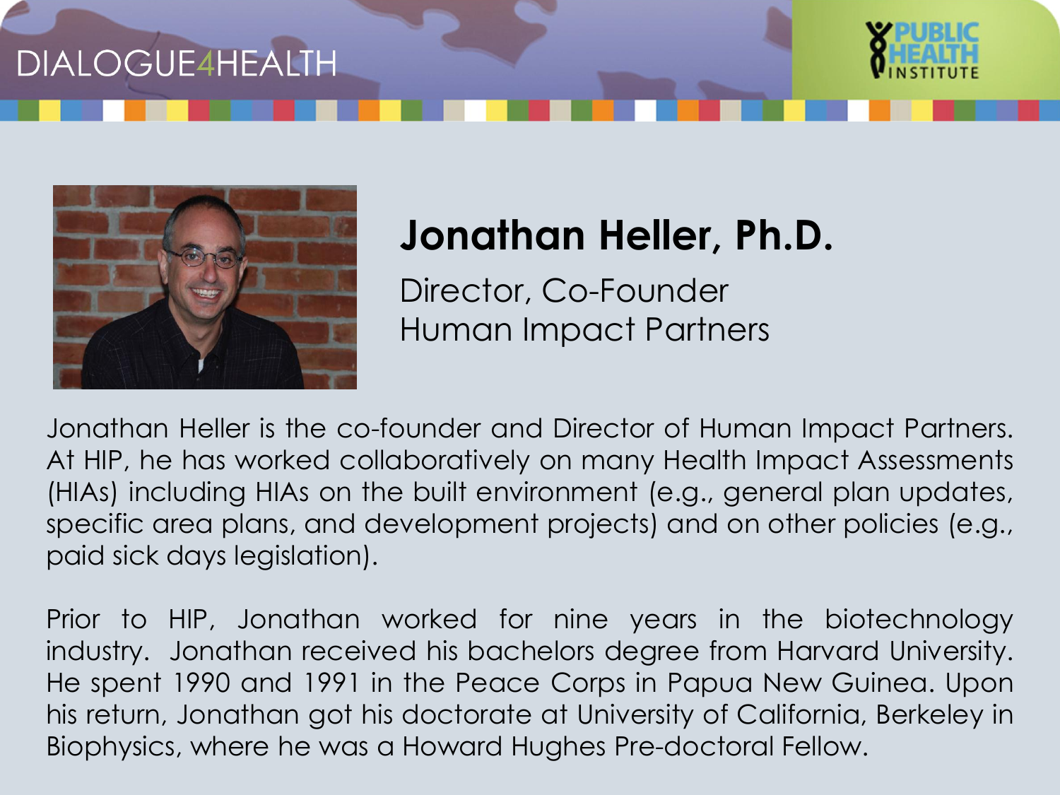# Jonathan Heller, Ph.D.

Director, Co-Founder
Human Impact Partners

Jonathan Heller is the co-founder and Director of Human Impact Partners. At HIP, he has worked collaboratively on many Health Impact Assessments (HIAs) including HIAs on the built environment (e.g., general plan updates, specific area plans, and development projects) and on other policies (e.g., paid sick days legislation).

Prior to HIP, Jonathan worked for nine years in the biotechnology industry. Jonathan received his bachelors degree from Harvard University. He spent 1990 and 1991 in the Peace Corps in Papua New Guinea. Upon his return, Jonathan got his doctorate at University of California, Berkeley in Biophysics, where he was a Howard Hughes Pre-doctoral Fellow.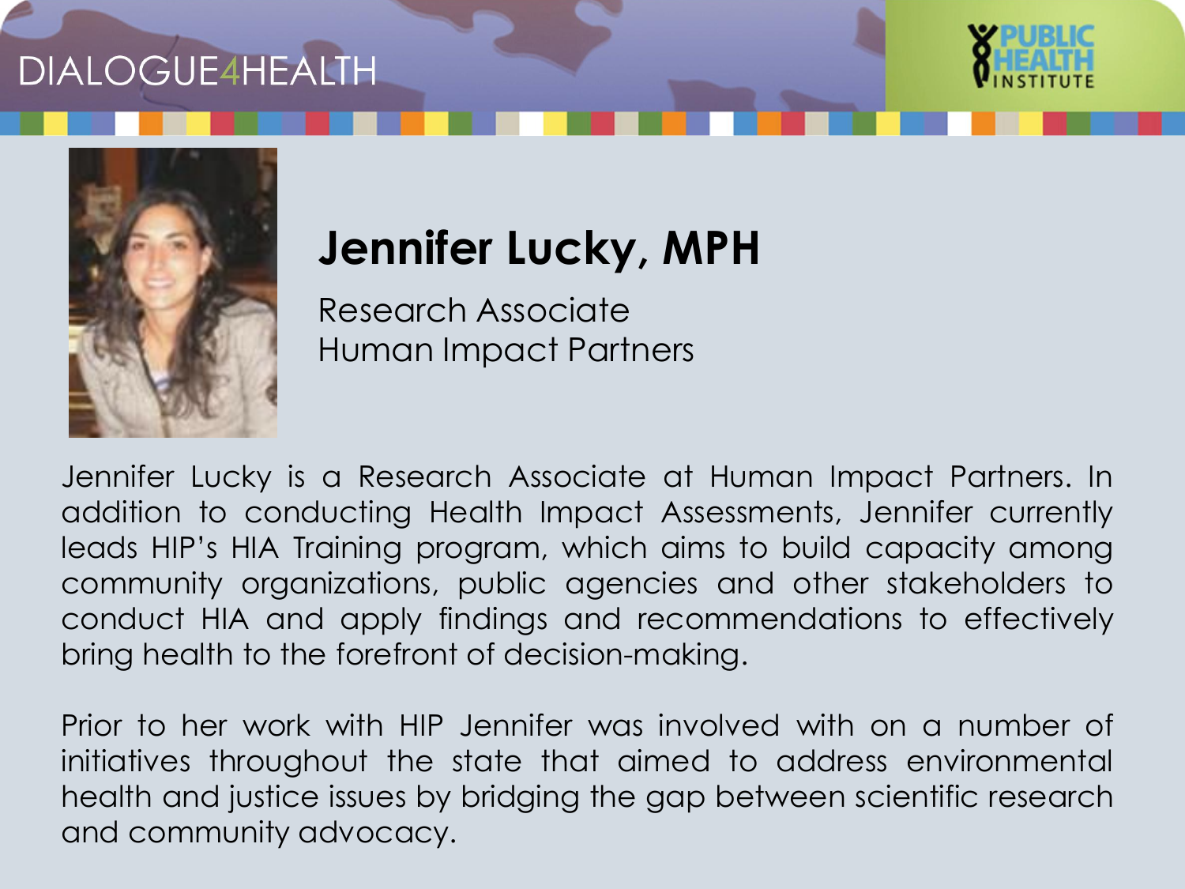# Jennifer Lucky, MPH

Research Associate
Human Impact Partners

Jennifer Lucky is a Research Associate at Human Impact Partners. In addition to conducting Health Impact Assessments, Jennifer currently leads HIP's HIA Training program, which aims to build capacity among community organizations, public agencies and other stakeholders to conduct HIA and apply findings and recommendations to effectively bring health to the forefront of decision-making.

Prior to her work with HIP Jennifer was involved with on a number of initiatives throughout the state that aimed to address environmental health and justice issues by bridging the gap between scientific research and community advocacy.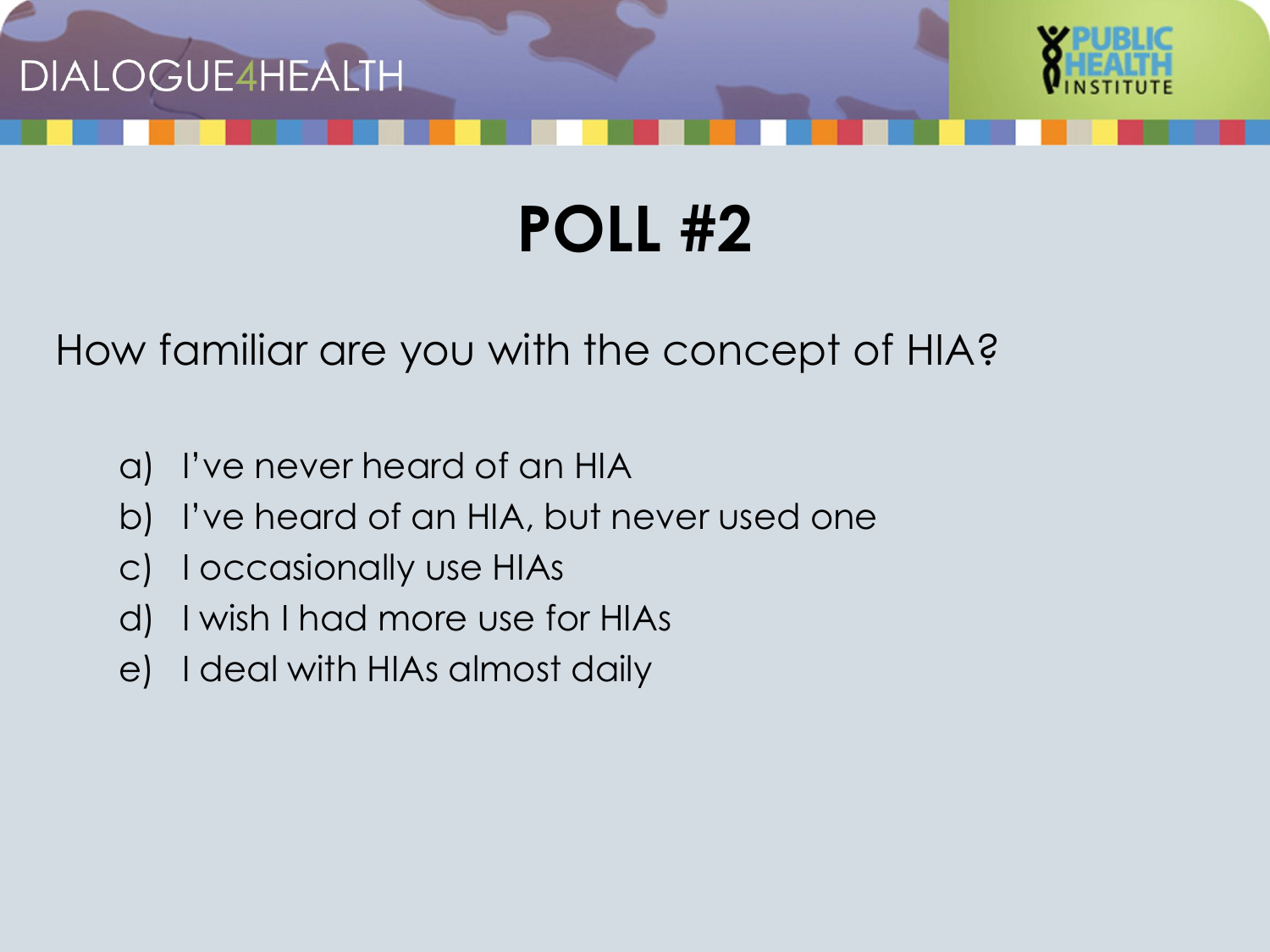# POLL #2

How familiar are you with the concept of HIA?

a) I've never heard of an HIA
b) I've heard of an HIA, but never used one
c) I occasionally use HIAs
d) I wish I had more use for HIAs
e) I deal with HIAs almost daily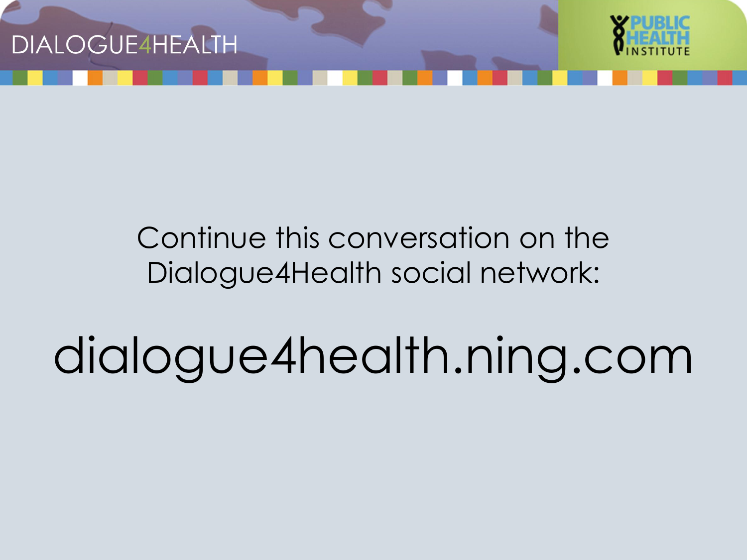Continue this conversation on the Dialogue4Health social network:

# dialogue4health.ning.com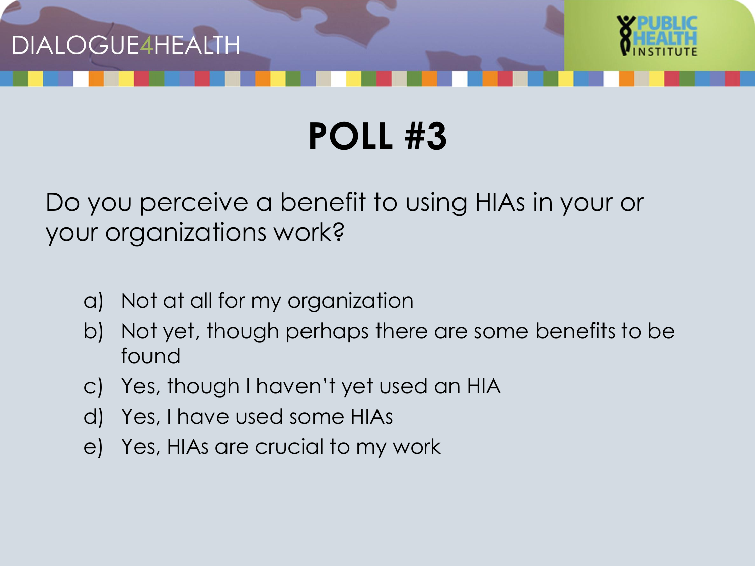# POLL #3

Do you perceive a benefit to using HIAs in your or your organizations work?

a) Not at all for my organization
b) Not yet, though perhaps there are some benefits to be found
c) Yes, though I haven't yet used an HIA
d) Yes, I have used some HIAs
e) Yes, HIAs are crucial to my work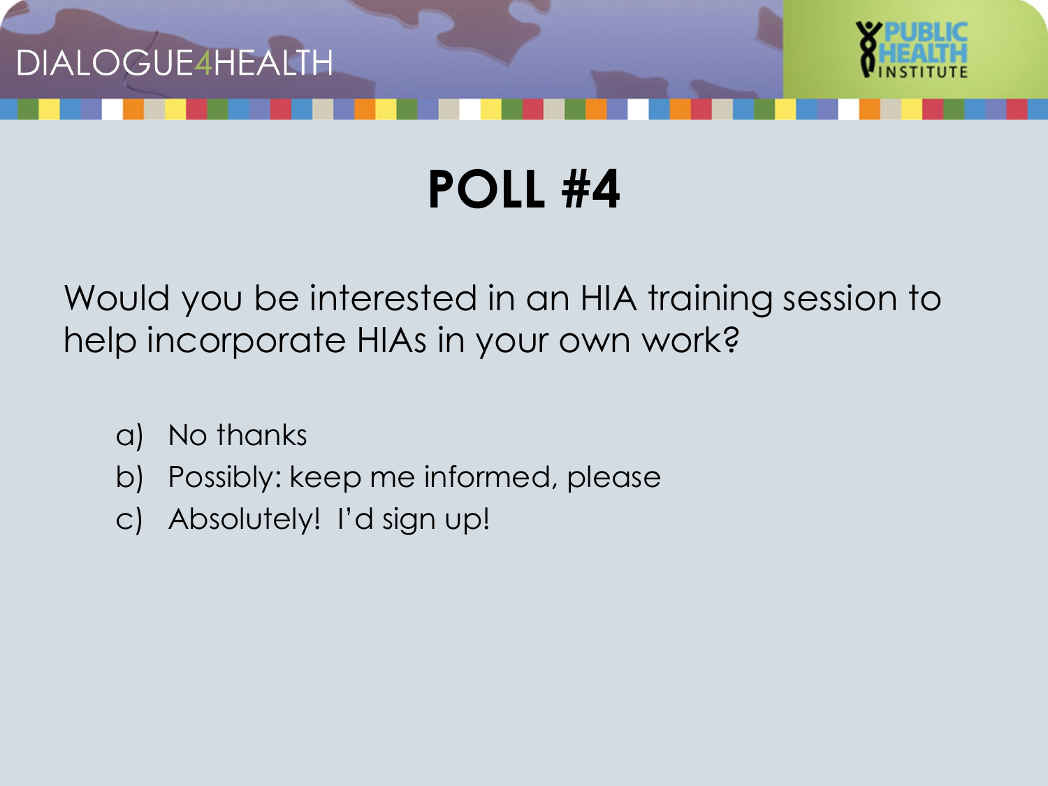# POLL #4

Would you be interested in an HIA training session to help incorporate HIAs in your own work?

a) No thanks
b) Possibly: keep me informed, please
c) Absolutely! I'd sign up!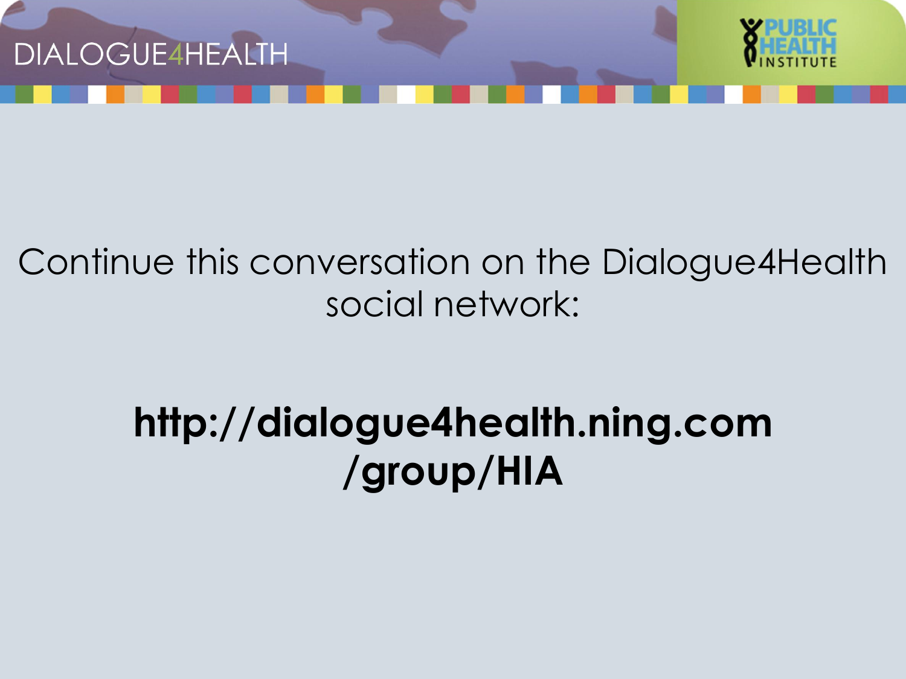Continue this conversation on the Dialogue4Health social network:

**http://dialogue4health.ning.com/group/HIA**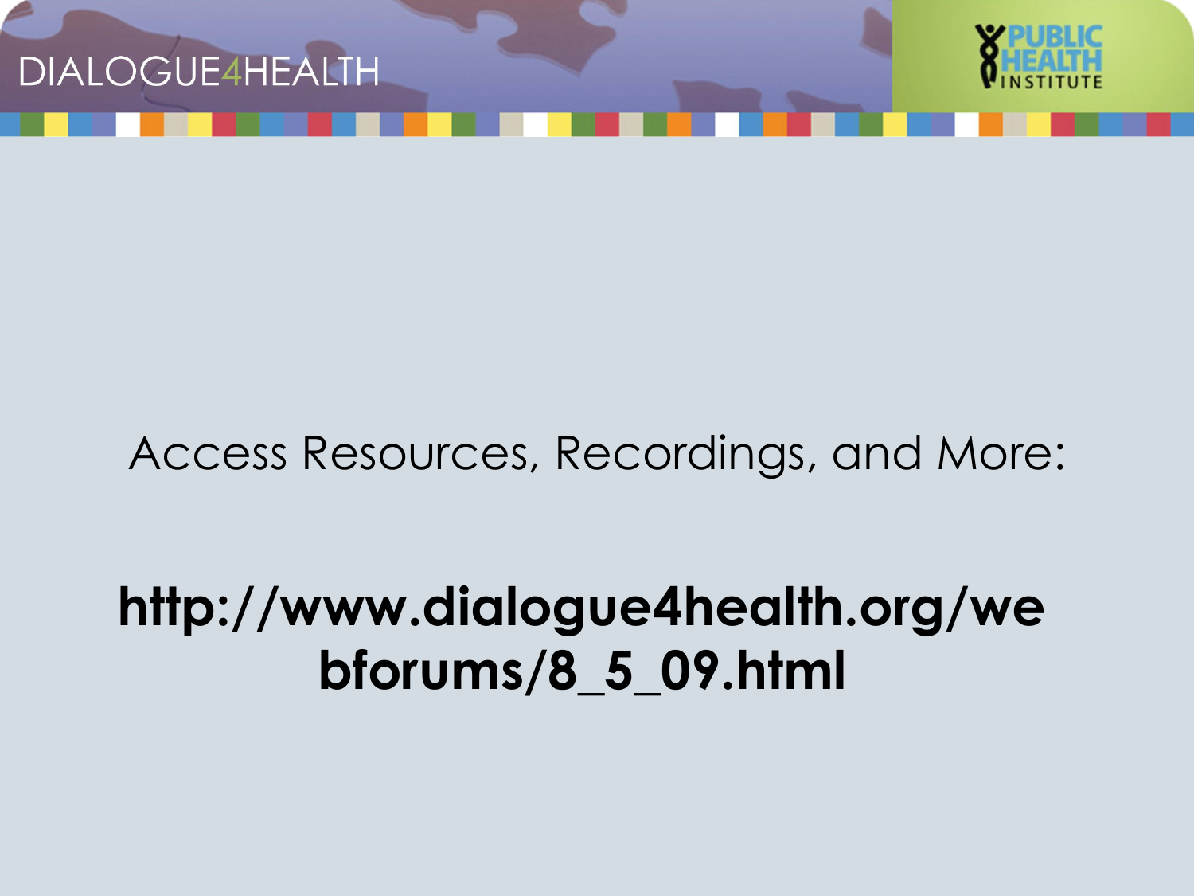Access Resources, Recordings, and More:

**http://www.dialogue4health.org/webforums/8_5_09.html**